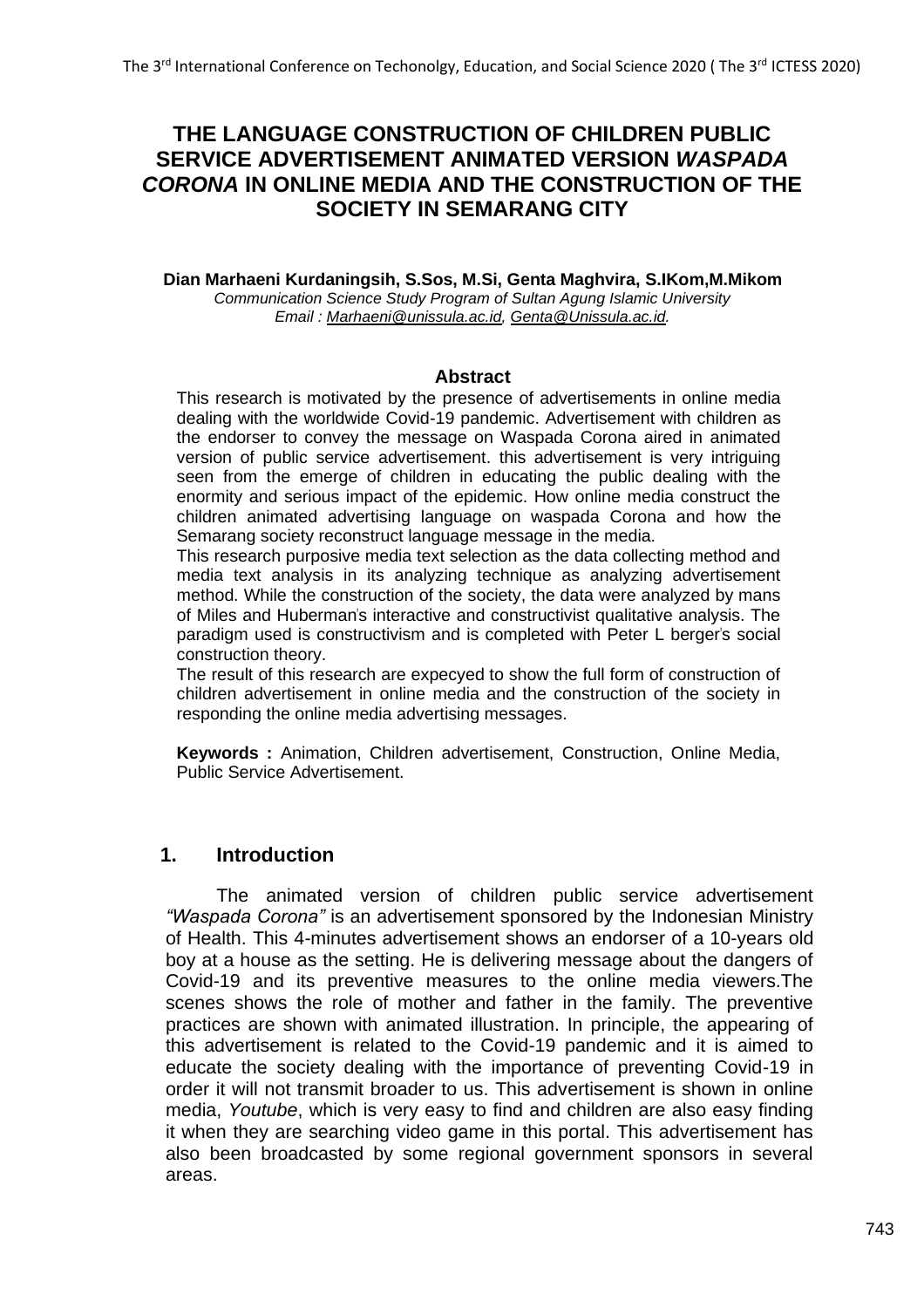# THE LANGUAGE CONSTRUCTION OF CHILDREN PUBLIC SERVICE ADVERTISEMENT ANIMATED VERSION *WASPADA CORONA* IN ONLINE MEDIA AND THE CONSTRUCTION OF THE SOCIETY IN SEMARANG CITY

**Dian Marhaeni Kurdaningsih, S.Sos, M.Si, Genta Maghvira, S.IKom,M.Mikom**

*Communication Science Study Program of Sultan Agung Islamic University*

*Email : Marhaeni@unissula.ac.id, Genta@Unissula.ac.id.*

## Abstract

This research is motivated by the presence of advertisements in online media dealing with the worldwide Covid-19 pandemic. Advertisement with children as the endorser to convey the message on Waspada Corona aired in animated version of public service advertisement. this advertisement is very intriguing seen from the emerge of children in educating the public dealing with the enormity and serious impact of the epidemic. How online media construct the children animated advertising language on waspada Corona and how the Semarang society reconstruct language message in the media.

This research purposive media text selection as the data collecting method and media text analysis in its analyzing technique as analyzing advertisement method. While the construction of the society, the data were analyzed by mans of Miles and Huberman's interactive and constructivist qualitative analysis. The paradigm used is constructivism and is completed with Peter L berger's social construction theory.

The result of this research are expecyed to show the full form of construction of children advertisement in online media and the construction of the society in responding the online media advertising messages.

**Keywords :** Animation, Children advertisement, Construction, Online Media, Public Service Advertisement.

## 1. Introduction

The animated version of children public service advertisement *"Waspada Corona"* is an advertisement sponsored by the Indonesian Ministry of Health. This 4-minutes advertisement shows an endorser of a 10-years old boy at a house as the setting. He is delivering message about the dangers of Covid-19 and its preventive measures to the online media viewers.The scenes shows the role of mother and father in the family. The preventive practices are shown with animated illustration. In principle, the appearing of this advertisement is related to the Covid-19 pandemic and it is aimed to educate the society dealing with the importance of preventing Covid-19 in order it will not transmit broader to us. This advertisement is shown in online media, *Youtube*, which is very easy to find and children are also easy finding it when they are searching video game in this portal. This advertisement has also been broadcasted by some regional government sponsors in several areas.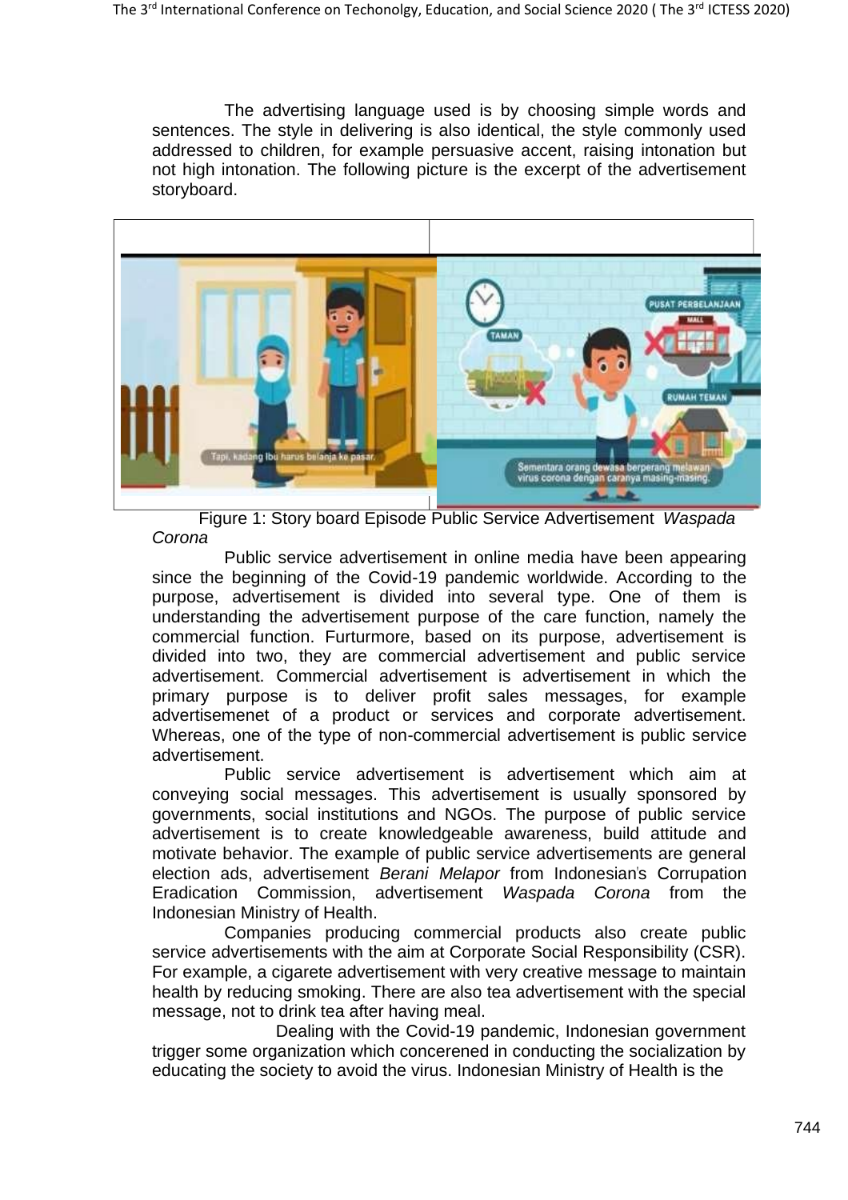The advertising language used is by choosing simple words and sentences. The style in delivering is also identical, the style commonly used addressed to children, for example persuasive accent, raising intonation but not high intonation. The following picture is the excerpt of the advertisement storyboard.

Figure 1: Story board Episode Public Service Advertisement *Waspada Corona*

Public service advertisement in online media have been appearing since the beginning of the Covid-19 pandemic worldwide. According to the purpose, advertisement is divided into several type. One of them is understanding the advertisement purpose of the care function, namely the commercial function. Furturmore, based on its purpose, advertisement is divided into two, they are commercial advertisement and public service advertisement. Commercial advertisement is advertisement in which the primary purpose is to deliver profit sales messages, for example advertisemenet of a product or services and corporate advertisement. Whereas, one of the type of non-commercial advertisement is public service advertisement.

Public service advertisement is advertisement which aim at conveying social messages. This advertisement is usually sponsored by governments, social institutions and NGOs. The purpose of public service advertisement is to create knowledgeable awareness, build attitude and motivate behavior. The example of public service advertisements are general election ads, advertisement *Berani Melapor* from Indonesian's Corruption Eradication Commission, advertisement *Waspada Corona* from the Indonesian Ministry of Health.

Companies producing commercial products also create public service advertisements with the aim at Corporate Social Responsibility (CSR). For example, a cigarete advertisement with very creative message to maintain health by reducing smoking. There are also tea advertisement with the special message, not to drink tea after having meal.

Dealing with the Covid-19 pandemic, Indonesian government trigger some organization which concerened in conducting the socialization by educating the society to avoid the virus. Indonesian Ministry of Health is the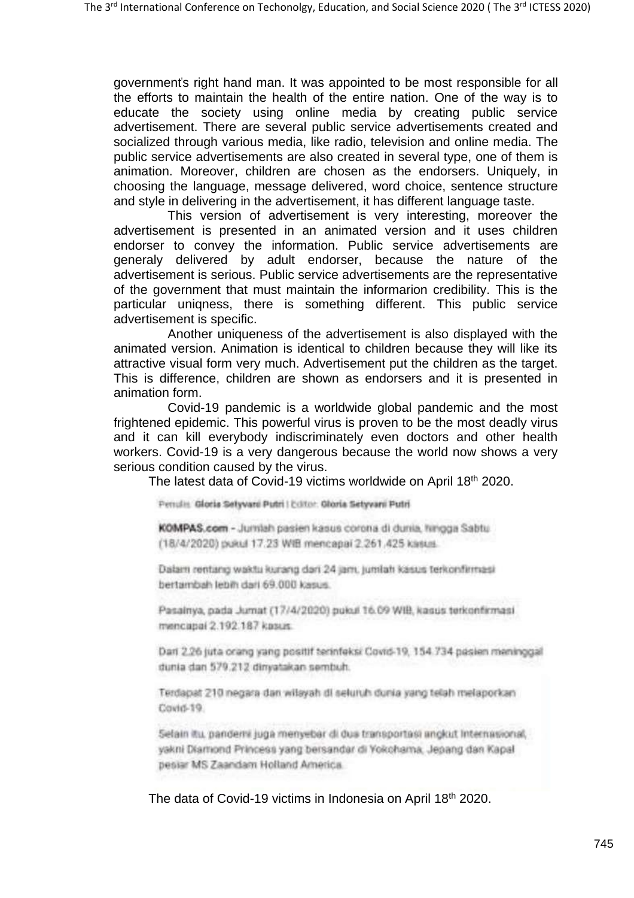government's right hand man. It was appointed to be most responsible for all the efforts to maintain the health of the entire nation. One of the way is to educate the society using online media by creating public service advertisement. There are several public service advertisements created and socialized through various media, like radio, television and online media. The public service advertisements are also created in several type, one of them is animation. Moreover, children are chosen as the endorsers. Uniquely, in choosing the language, message delivered, word choice, sentence structure and style in delivering in the advertisement, it has different language taste.

This version of advertisement is very interesting, moreover the advertisement is presented in an animated version and it uses children endorser to convey the information. Public service advertisements are generaly delivered by adult endorser, because the nature of the advertisement is serious. Public service advertisements are the representative of the government that must maintain the informarion credibility. This is the particular uniqness, there is something different. This public service advertisement is specific.

Another uniqueness of the advertisement is also displayed with the animated version. Animation is identical to children because they will like its attractive visual form very much. Advertisement put the children as the target. This is difference, children are shown as endorsers and it is presented in animation form.

Covid-19 pandemic is a worldwide global pandemic and the most frightened epidemic. This powerful virus is proven to be the most deadly virus and it can kill everybody indiscriminately even doctors and other health workers. Covid-19 is a very dangerous because the world now shows a very serious condition caused by the virus.

The latest data of Covid-19 victims worldwide on April 18th 2020.

Penulis: **Gloria Setyvani Putri** | Editor: **Gloria Setyvani Putri**

**KOMPAS.com** - Jumlah pasien kasus corona di dunia, hingga Sabtu (18/4/2020) pukul 17.23 WIB mencapai 2.261.425 kasus.

Dalam rentang waktu kurang dari 24 jam, jumlah kasus terkonfirmasi bertambah lebih dari 69.000 kasus.

Pasalnya, pada Jumat (17/4/2020) pukul 16.09 WIB, kasus terkonfirmasi mencapai 2.192.187 kasus.

Dari 2.26 juta orang yang positif terinfeksi Covid-19, 154.734 pasien meninggal dunia dan 579.212 dinyatakan sembuh.

Terdapat 210 negara dan wilayah di seluruh dunia yang telah melaporkan Covid-19.

Selain itu, pandemi juga menyebar di dua transportasi angkut internasional, yakni Diamond Princess yang bersandar di Yokohama, Jepang dan Kapal pesiar MS Zaandam Holland America.

The data of Covid-19 victims in Indonesia on April 18th 2020.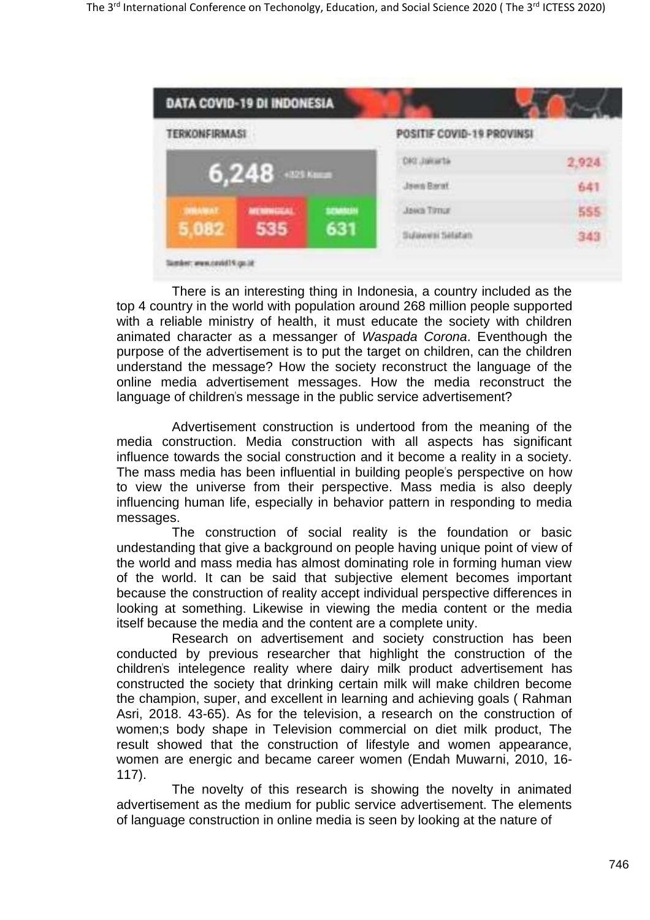There is an interesting thing in Indonesia, a country included as the top 4 country in the world with population around 268 million people supported with a reliable ministry of health, it must educate the society with children animated character as a messanger of *Waspada Corona*. Eventhough the purpose of the advertisement is to put the target on children, can the children understand the message? How the society reconstruct the language of the online media advertisement messages. How the media reconstruct the language of children's message in the public service advertisement?

Advertisement construction is undertood from the meaning of the media construction. Media construction with all aspects has significant influence towards the social construction and it become a reality in a society. The mass media has been influential in building people's perspective on how to view the universe from their perspective. Mass media is also deeply influencing human life, especially in behavior pattern in responding to media messages.

The construction of social reality is the foundation or basic undestanding that give a background on people having unique point of view of the world and mass media has almost dominating role in forming human view of the world. It can be said that subjective element becomes important because the construction of reality accept individual perspective differences in looking at something. Likewise in viewing the media content or the media itself because the media and the content are a complete unity.

Research on advertisement and society construction has been conducted by previous researcher that highlight the construction of the children's intelegence reality where dairy milk product advertisement has constructed the society that drinking certain milk will make children become the champion, super, and excellent in learning and achieving goals ( Rahman Asri, 2018. 43-65). As for the television, a research on the construction of women;s body shape in Television commercial on diet milk product, The result showed that the construction of lifestyle and women appearance, women are energic and became career women (Endah Muwarni, 2010, 16-117).

The novelty of this research is showing the novelty in animated advertisement as the medium for public service advertisement. The elements of language construction in online media is seen by looking at the nature of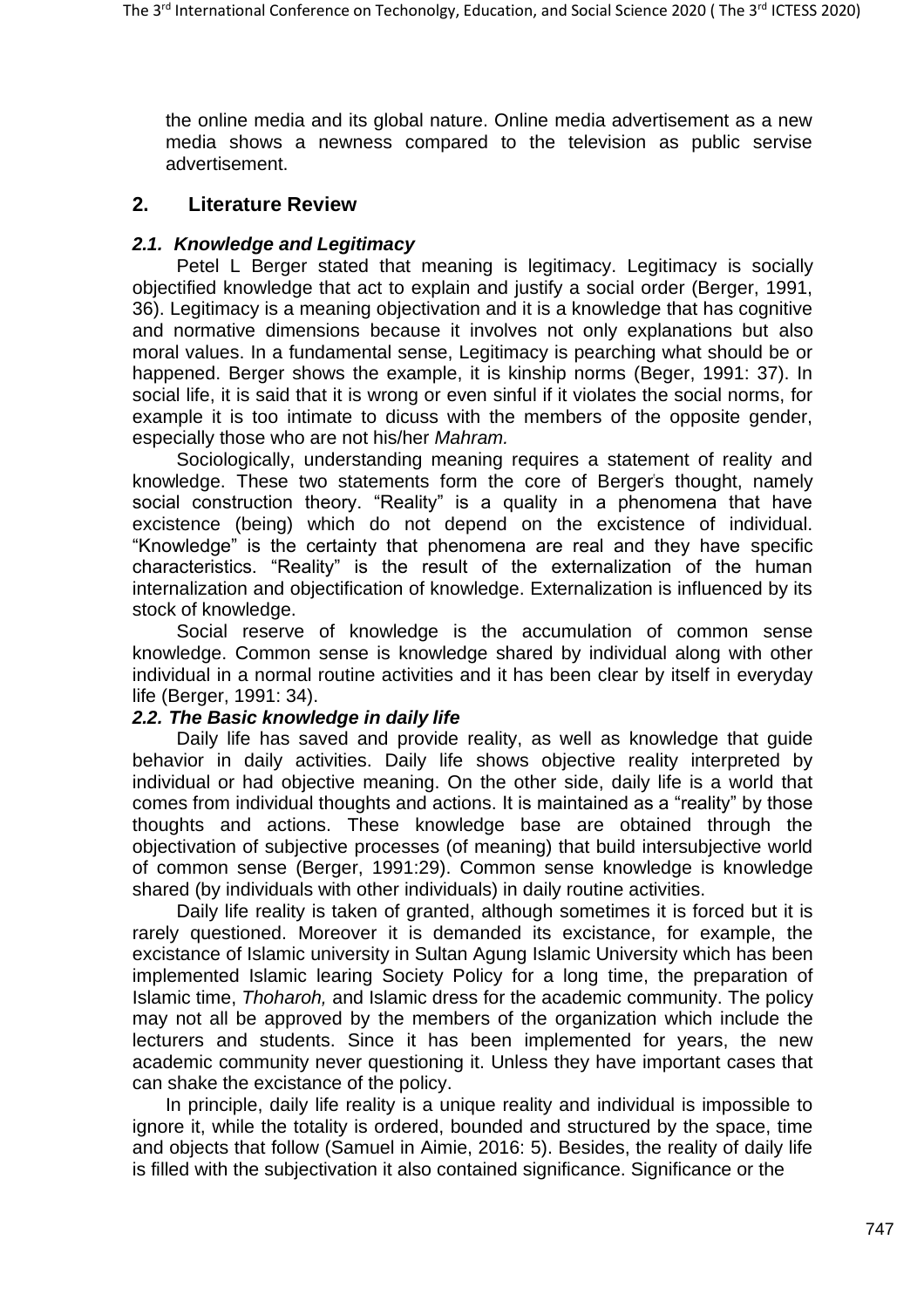the online media and its global nature. Online media advertisement as a new media shows a newness compared to the television as public servise advertisement.

## 2. Literature Review

### *2.1. Knowledge and Legitimacy*

Petel L Berger stated that meaning is legitimacy. Legitimacy is socially objectified knowledge that act to explain and justify a social order (Berger, 1991, 36). Legitimacy is a meaning objectivation and it is a knowledge that has cognitive and normative dimensions because it involves not only explanations but also moral values. In a fundamental sense, Legitimacy is pearching what should be or happened. Berger shows the example, it is kinship norms (Beger, 1991: 37). In social life, it is said that it is wrong or even sinful if it violates the social norms, for example it is too intimate to dicuss with the members of the opposite gender, especially those who are not his/her *Mahram.*

Sociologically, understanding meaning requires a statement of reality and knowledge. These two statements form the core of Berger's thought, namely social construction theory. "Reality" is a quality in a phenomena that have excistence (being) which do not depend on the excistence of individual. "Knowledge" is the certainty that phenomena are real and they have specific characteristics. "Reality" is the result of the externalization of the human internalization and objectification of knowledge. Externalization is influenced by its stock of knowledge.

Social reserve of knowledge is the accumulation of common sense knowledge. Common sense is knowledge shared by individual along with other individual in a normal routine activities and it has been clear by itself in everyday life (Berger, 1991: 34).

### *2.2. The Basic knowledge in daily life*

Daily life has saved and provide reality, as well as knowledge that guide behavior in daily activities. Daily life shows objective reality interpreted by individual or had objective meaning. On the other side, daily life is a world that comes from individual thoughts and actions. It is maintained as a "reality" by those thoughts and actions. These knowledge base are obtained through the objectivation of subjective processes (of meaning) that build intersubjective world of common sense (Berger, 1991:29). Common sense knowledge is knowledge shared (by individuals with other individuals) in daily routine activities.

Daily life reality is taken of granted, although sometimes it is forced but it is rarely questioned. Moreover it is demanded its excistance, for example, the excistance of Islamic university in Sultan Agung Islamic University which has been implemented Islamic learing Society Policy for a long time, the preparation of Islamic time, *Thoharoh,* and Islamic dress for the academic community. The policy may not all be approved by the members of the organization which include the lecturers and students. Since it has been implemented for years, the new academic community never questioning it. Unless they have important cases that can shake the excistance of the policy.

In principle, daily life reality is a unique reality and individual is impossible to ignore it, while the totality is ordered, bounded and structured by the space, time and objects that follow (Samuel in Aimie, 2016: 5). Besides, the reality of daily life is filled with the subjectivation it also contained significance. Significance or the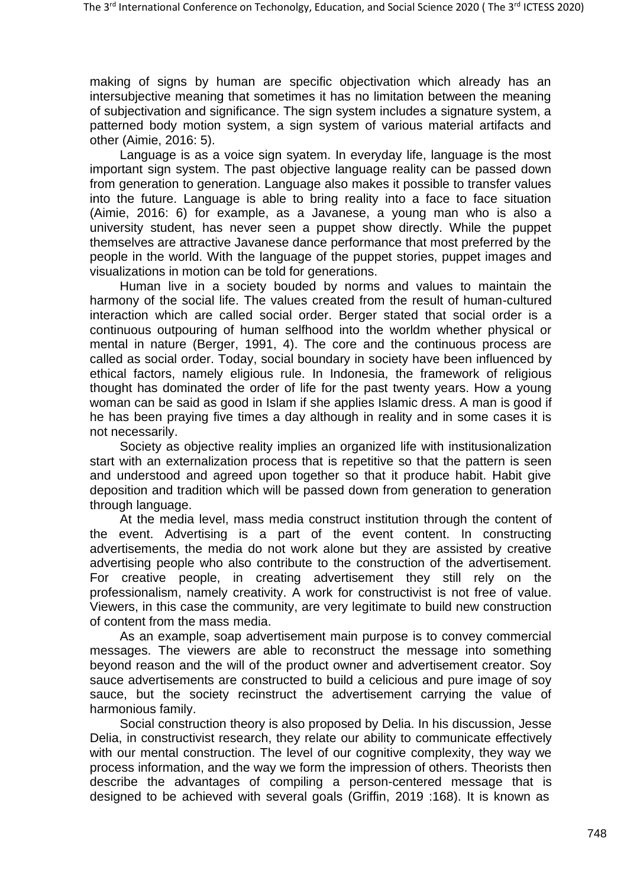making of signs by human are specific objectivation which already has an intersubjective meaning that sometimes it has no limitation between the meaning of subjectivation and significance. The sign system includes a signature system, a patterned body motion system, a sign system of various material artifacts and other (Aimie, 2016: 5).

Language is as a voice sign syatem. In everyday life, language is the most important sign system. The past objective language reality can be passed down from generation to generation. Language also makes it possible to transfer values into the future. Language is able to bring reality into a face to face situation (Aimie, 2016: 6) for example, as a Javanese, a young man who is also a university student, has never seen a puppet show directly. While the puppet themselves are attractive Javanese dance performance that most preferred by the people in the world. With the language of the puppet stories, puppet images and visualizations in motion can be told for generations.

Human live in a society bouded by norms and values to maintain the harmony of the social life. The values created from the result of human-cultured interaction which are called social order. Berger stated that social order is a continuous outpouring of human selfhood into the worldm whether physical or mental in nature (Berger, 1991, 4). The core and the continuous process are called as social order. Today, social boundary in society have been influenced by ethical factors, namely eligious rule. In Indonesia, the framework of religious thought has dominated the order of life for the past twenty years. How a young woman can be said as good in Islam if she applies Islamic dress. A man is good if he has been praying five times a day although in reality and in some cases it is not necessarily.

Society as objective reality implies an organized life with institusionalization start with an externalization process that is repetitive so that the pattern is seen and understood and agreed upon together so that it produce habit. Habit give deposition and tradition which will be passed down from generation to generation through language.

At the media level, mass media construct institution through the content of the event. Advertising is a part of the event content. In constructing advertisements, the media do not work alone but they are assisted by creative advertising people who also contribute to the construction of the advertisement. For creative people, in creating advertisement they still rely on the professionalism, namely creativity. A work for constructivist is not free of value. Viewers, in this case the community, are very legitimate to build new construction of content from the mass media.

As an example, soap advertisement main purpose is to convey commercial messages. The viewers are able to reconstruct the message into something beyond reason and the will of the product owner and advertisement creator. Soy sauce advertisements are constructed to build a celicious and pure image of soy sauce, but the society recinstruct the advertisement carrying the value of harmonious family.

Social construction theory is also proposed by Delia. In his discussion, Jesse Delia, in constructivist research, they relate our ability to communicate effectively with our mental construction. The level of our cognitive complexity, they way we process information, and the way we form the impression of others. Theorists then describe the advantages of compiling a person-centered message that is designed to be achieved with several goals (Griffin, 2019 :168). It is known as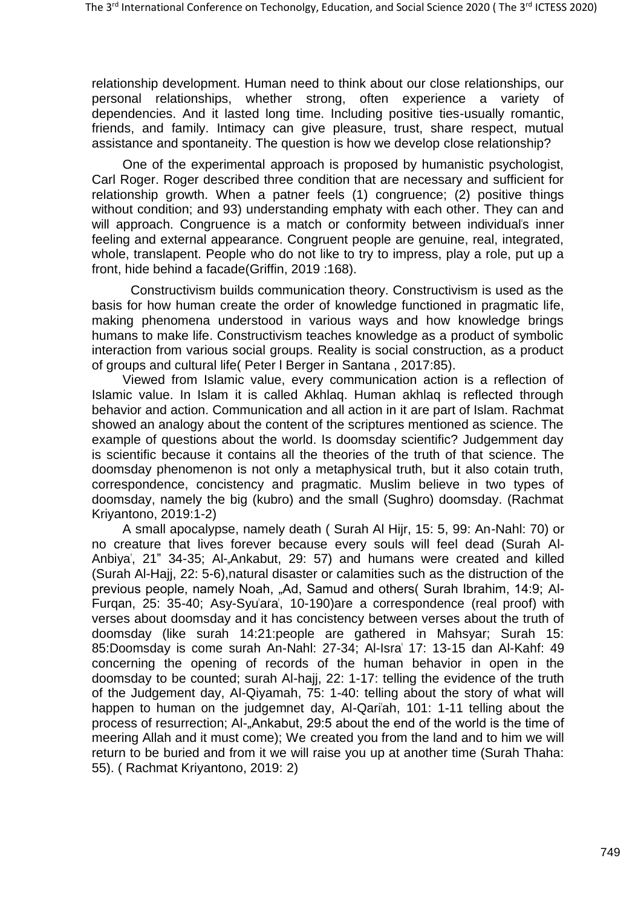relationship development. Human need to think about our close relationships, our personal relationships, whether strong, often experience a variety of dependencies. And it lasted long time. Including positive ties-usually romantic, friends, and family. Intimacy can give pleasure, trust, share respect, mutual assistance and spontaneity. The question is how we develop close relationship?

One of the experimental approach is proposed by humanistic psychologist, Carl Roger. Roger described three condition that are necessary and sufficient for relationship growth. When a patner feels (1) congruence; (2) positive things without condition; and 93) understanding emphaty with each other. They can and will approach. Congruence is a match or conformity between individual's inner feeling and external appearance. Congruent people are genuine, real, integrated, whole, translapent. People who do not like to try to impress, play a role, put up a front, hide behind a facade(Griffin, 2019 :168).

Constructivism builds communication theory. Constructivism is used as the basis for how human create the order of knowledge functioned in pragmatic life, making phenomena understood in various ways and how knowledge brings humans to make life. Constructivism teaches knowledge as a product of symbolic interaction from various social groups. Reality is social construction, as a product of groups and cultural life( Peter l Berger in Santana , 2017:85).

Viewed from Islamic value, every communication action is a reflection of Islamic value. In Islam it is called Akhlaq. Human akhlaq is reflected through behavior and action. Communication and all action in it are part of Islam. Rachmat showed an analogy about the content of the scriptures mentioned as science. The example of questions about the world. Is doomsday scientific? Judgemment day is scientific because it contains all the theories of the truth of that science. The doomsday phenomenon is not only a metaphysical truth, but it also cotain truth, correspondence, concistency and pragmatic. Muslim believe in two types of doomsday, namely the big (kubro) and the small (Sughro) doomsday. (Rachmat Kriyantono, 2019:1-2)

A small apocalypse, namely death ( Surah Al Hijr, 15: 5, 99: An-Nahl: 70) or no creature that lives forever because every souls will feel dead (Surah Al-Anbiya', 21" 34-35; Al-„Ankabut, 29: 57) and humans were created and killed (Surah Al-Hajj, 22: 5-6),natural disaster or calamities such as the distruction of the previous people, namely Noah, „Ad, Samud and others( Surah Ibrahim, 14:9; Al-Furqan, 25: 35-40; Asy-Syu'ara', 10-190)are a correspondence (real proof) with verses about doomsday and it has concistency between verses about the truth of doomsday (like surah 14:21:people are gathered in Mahsyar; Surah 15: 85:Doomsday is come surah An-Nahl: 27-34; Al-Isra' 17: 13-15 dan Al-Kahf: 49 concerning the opening of records of the human behavior in open in the doomsday to be counted; surah Al-hajj, 22: 1-17: telling the evidence of the truth of the Judgement day, Al-Qiyamah, 75: 1-40: telling about the story of what will happen to human on the judgemnet day, Al-Qari'ah, 101: 1-11 telling about the process of resurrection; Al-„Ankabut, 29:5 about the end of the world is the time of meering Allah and it must come); We created you from the land and to him we will return to be buried and from it we will raise you up at another time (Surah Thaha: 55). ( Rachmat Kriyantono, 2019: 2)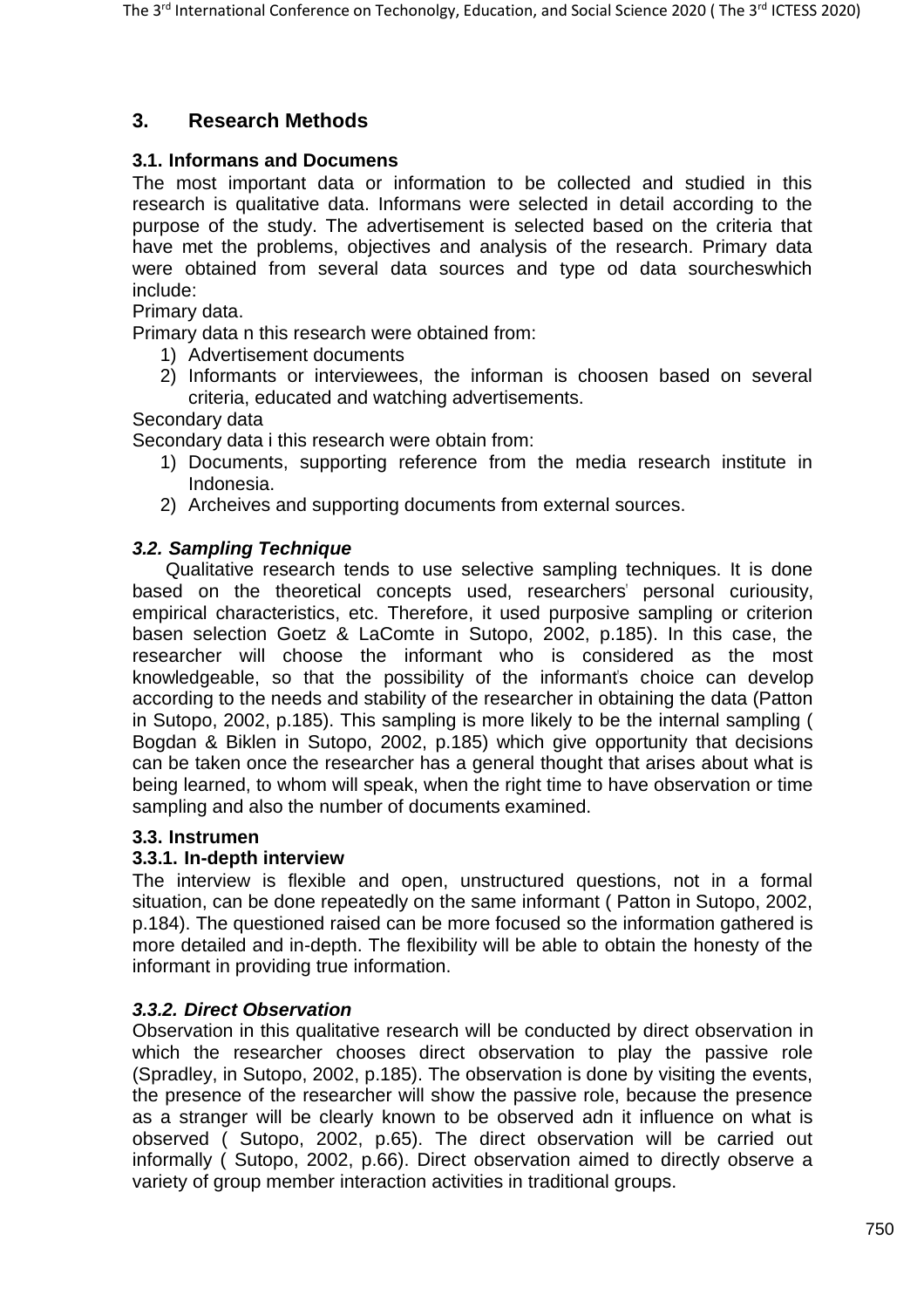## 3. Research Methods

### 3.1. Informans and Documens

The most important data or information to be collected and studied in this research is qualitative data. Informans were selected in detail according to the purpose of the study. The advertisement is selected based on the criteria that have met the problems, objectives and analysis of the research. Primary data were obtained from several data sources and type od data sourcheswhich include:

Primary data.

Primary data n this research were obtained from:

1) Advertisement documents
2) Informants or interviewees, the informan is choosen based on several criteria, educated and watching advertisements.

Secondary data

Secondary data i this research were obtain from:

1) Documents, supporting reference from the media research institute in Indonesia.
2) Archeives and supporting documents from external sources.

### *3.2. Sampling Technique*

Qualitative research tends to use selective sampling techniques. It is done based on the theoretical concepts used, researchers' personal curiousity, empirical characteristics, etc. Therefore, it used purposive sampling or criterion basen selection Goetz & LaComte in Sutopo, 2002, p.185). In this case, the researcher will choose the informant who is considered as the most knowledgeable, so that the possibility of the informant's choice can develop according to the needs and stability of the researcher in obtaining the data (Patton in Sutopo, 2002, p.185). This sampling is more likely to be the internal sampling ( Bogdan & Biklen in Sutopo, 2002, p.185) which give opportunity that decisions can be taken once the researcher has a general thought that arises about what is being learned, to whom will speak, when the right time to have observation or time sampling and also the number of documents examined.

### 3.3. Instrumen

#### 3.3.1. In-depth interview

The interview is flexible and open, unstructured questions, not in a formal situation, can be done repeatedly on the same informant ( Patton in Sutopo, 2002, p.184). The questioned raised can be more focused so the information gathered is more detailed and in-depth. The flexibility will be able to obtain the honesty of the informant in providing true information.

#### *3.3.2. Direct Observation*

Observation in this qualitative research will be conducted by direct observation in which the researcher chooses direct observation to play the passive role (Spradley, in Sutopo, 2002, p.185). The observation is done by visiting the events, the presence of the researcher will show the passive role, because the presence as a stranger will be clearly known to be observed adn it influence on what is observed ( Sutopo, 2002, p.65). The direct observation will be carried out informally ( Sutopo, 2002, p.66). Direct observation aimed to directly observe a variety of group member interaction activities in traditional groups.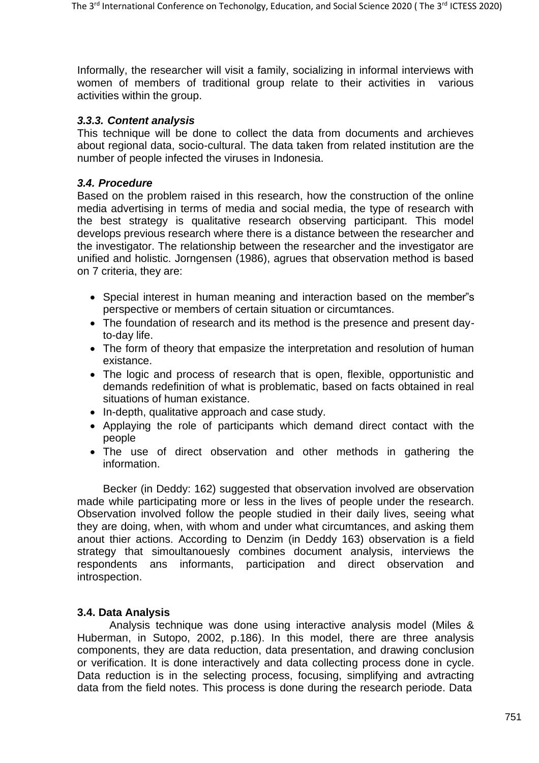Informally, the researcher will visit a family, socializing in informal interviews with women of members of traditional group relate to their activities in various activities within the group.

### *3.3.3. Content analysis*

This technique will be done to collect the data from documents and archieves about regional data, socio-cultural. The data taken from related institution are the number of people infected the viruses in Indonesia.

### *3.4. Procedure*

Based on the problem raised in this research, how the construction of the online media advertising in terms of media and social media, the type of research with the best strategy is qualitative research observing participant. This model develops previous research where there is a distance between the researcher and the investigator. The relationship between the researcher and the investigator are unified and holistic. Jorngensen (1986), agrues that observation method is based on 7 criteria, they are:

- Special interest in human meaning and interaction based on the member"s perspective or members of certain situation or circumtances.
- The foundation of research and its method is the presence and present day-to-day life.
- The form of theory that empasize the interpretation and resolution of human existance.
- The logic and process of research that is open, flexible, opportunistic and demands redefinition of what is problematic, based on facts obtained in real situations of human existance.
- In-depth, qualitative approach and case study.
- Applaying the role of participants which demand direct contact with the people
- The use of direct observation and other methods in gathering the information.

Becker (in Deddy: 162) suggested that observation involved are observation made while participating more or less in the lives of people under the research. Observation involved follow the people studied in their daily lives, seeing what they are doing, when, with whom and under what circumtances, and asking them anout thier actions. According to Denzim (in Deddy 163) observation is a field strategy that simoultanouesly combines document analysis, interviews the respondents ans informants, participation and direct observation and introspection.

### **3.4. Data Analysis**

Analysis technique was done using interactive analysis model (Miles & Huberman, in Sutopo, 2002, p.186). In this model, there are three analysis components, they are data reduction, data presentation, and drawing conclusion or verification. It is done interactively and data collecting process done in cycle. Data reduction is in the selecting process, focusing, simplifying and avtracting data from the field notes. This process is done during the research periode. Data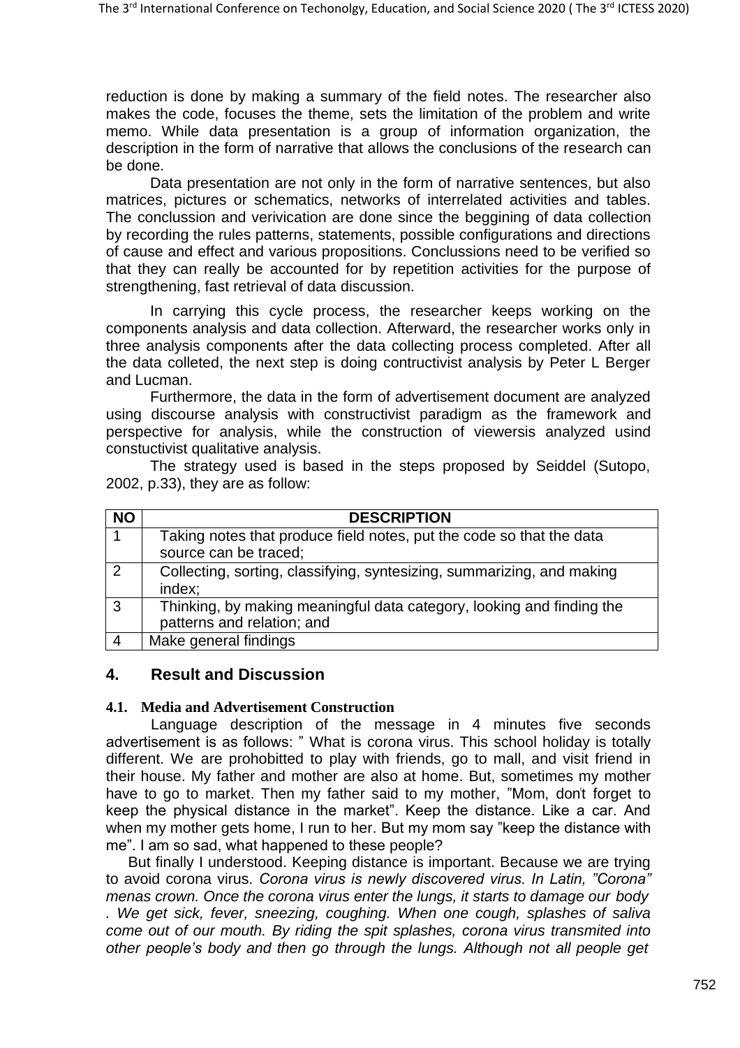reduction is done by making a summary of the field notes. The researcher also makes the code, focuses the theme, sets the limitation of the problem and write memo. While data presentation is a group of information organization, the description in the form of narrative that allows the conclusions of the research can be done.

Data presentation are not only in the form of narrative sentences, but also matrices, pictures or schematics, networks of interrelated activities and tables. The conclussion and verivication are done since the beggining of data collection by recording the rules patterns, statements, possible configurations and directions of cause and effect and various propositions. Conclussions need to be verified so that they can really be accounted for by repetition activities for the purpose of strengthening, fast retrieval of data discussion.

In carrying this cycle process, the researcher keeps working on the components analysis and data collection. Afterward, the researcher works only in three analysis components after the data collecting process completed. After all the data colleted, the next step is doing contructivist analysis by Peter L Berger and Lucman.

Furthermore, the data in the form of advertisement document are analyzed using discourse analysis with constructivist paradigm as the framework and perspective for analysis, while the construction of viewersis analyzed usind constuctivist qualitative analysis.

The strategy used is based in the steps proposed by Seiddel (Sutopo, 2002, p.33), they are as follow:

| NO | DESCRIPTION |
|---|---|
| 1 | Taking notes that produce field notes, put the code so that the data source can be traced; |
| 2 | Collecting, sorting, classifying, syntesizing, summarizing, and making index; |
| 3 | Thinking, by making meaningful data category, looking and finding the patterns and relation; and |
| 4 | Make general findings |

## 4. Result and Discussion

### 4.1. Media and Advertisement Construction

Language description of the message in 4 minutes five seconds advertisement is as follows: " What is corona virus. This school holiday is totally different. We are prohobitted to play with friends, go to mall, and visit friend in their house. My father and mother are also at home. But, sometimes my mother have to go to market. Then my father said to my mother, "Mom, don't forget to keep the physical distance in the market". Keep the distance. Like a car. And when my mother gets home, I run to her. But my mom say "keep the distance with me". I am so sad, what happened to these people?

But finally I understood. Keeping distance is important. Because we are trying to avoid corona virus. *Corona virus is newly discovered virus. In Latin, "Corona" menas crown. Once the corona virus enter the lungs, it starts to damage our body . We get sick, fever, sneezing, coughing. When one cough, splashes of saliva come out of our mouth. By riding the spit splashes, corona virus transmited into other people's body and then go through the lungs. Although not all people get*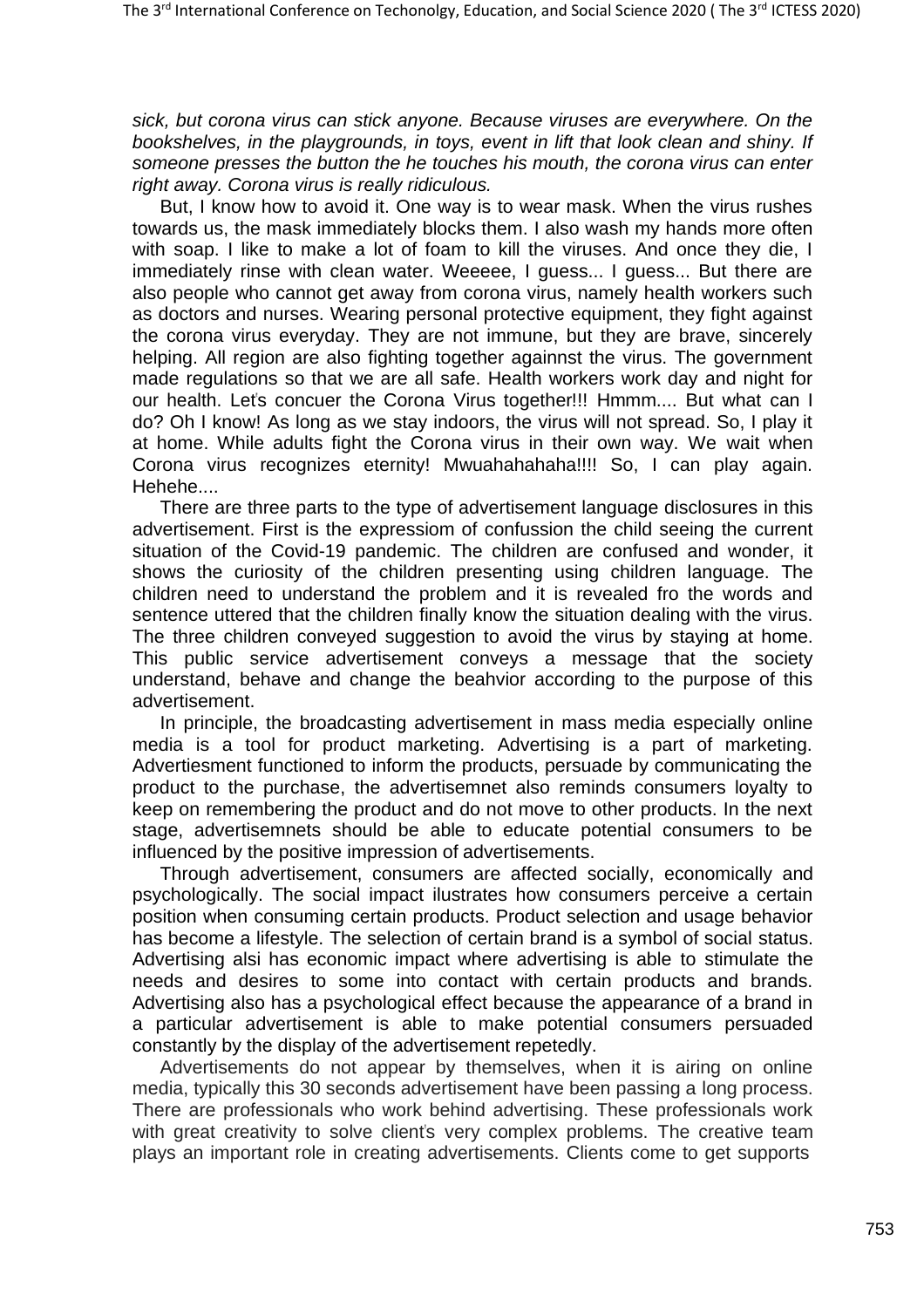*sick, but corona virus can stick anyone. Because viruses are everywhere. On the bookshelves, in the playgrounds, in toys, event in lift that look clean and shiny. If someone presses the button the he touches his mouth, the corona virus can enter right away. Corona virus is really ridiculous.*

But, I know how to avoid it. One way is to wear mask. When the virus rushes towards us, the mask immediately blocks them. I also wash my hands more often with soap. I like to make a lot of foam to kill the viruses. And once they die, I immediately rinse with clean water. Weeeee, I guess... I guess... But there are also people who cannot get away from corona virus, namely health workers such as doctors and nurses. Wearing personal protective equipment, they fight against the corona virus everyday. They are not immune, but they are brave, sincerely helping. All region are also fighting together againnst the virus. The government made regulations so that we are all safe. Health workers work day and night for our health. Let's concuer the Corona Virus together!!! Hmmm.... But what can I do? Oh I know! As long as we stay indoors, the virus will not spread. So, I play it at home. While adults fight the Corona virus in their own way. We wait when Corona virus recognizes eternity! Mwuahahahaha!!!! So, I can play again. Hehehe....

There are three parts to the type of advertisement language disclosures in this advertisement. First is the expressiom of confussion the child seeing the current situation of the Covid-19 pandemic. The children are confused and wonder, it shows the curiosity of the children presenting using children language. The children need to understand the problem and it is revealed fro the words and sentence uttered that the children finally know the situation dealing with the virus. The three children conveyed suggestion to avoid the virus by staying at home. This public service advertisement conveys a message that the society understand, behave and change the beahvior according to the purpose of this advertisement.

In principle, the broadcasting advertisement in mass media especially online media is a tool for product marketing. Advertising is a part of marketing. Advertiesment functioned to inform the products, persuade by communicating the product to the purchase, the advertisemnet also reminds consumers loyalty to keep on remembering the product and do not move to other products. In the next stage, advertisemnets should be able to educate potential consumers to be influenced by the positive impression of advertisements.

Through advertisement, consumers are affected socially, economically and psychologically. The social impact ilustrates how consumers perceive a certain position when consuming certain products. Product selection and usage behavior has become a lifestyle. The selection of certain brand is a symbol of social status. Advertising alsi has economic impact where advertising is able to stimulate the needs and desires to some into contact with certain products and brands. Advertising also has a psychological effect because the appearance of a brand in a particular advertisement is able to make potential consumers persuaded constantly by the display of the advertisement repetedly.

Advertisements do not appear by themselves, when it is airing on online media, typically this 30 seconds advertisement have been passing a long process. There are professionals who work behind advertising. These professionals work with great creativity to solve client's very complex problems. The creative team plays an important role in creating advertisements. Clients come to get supports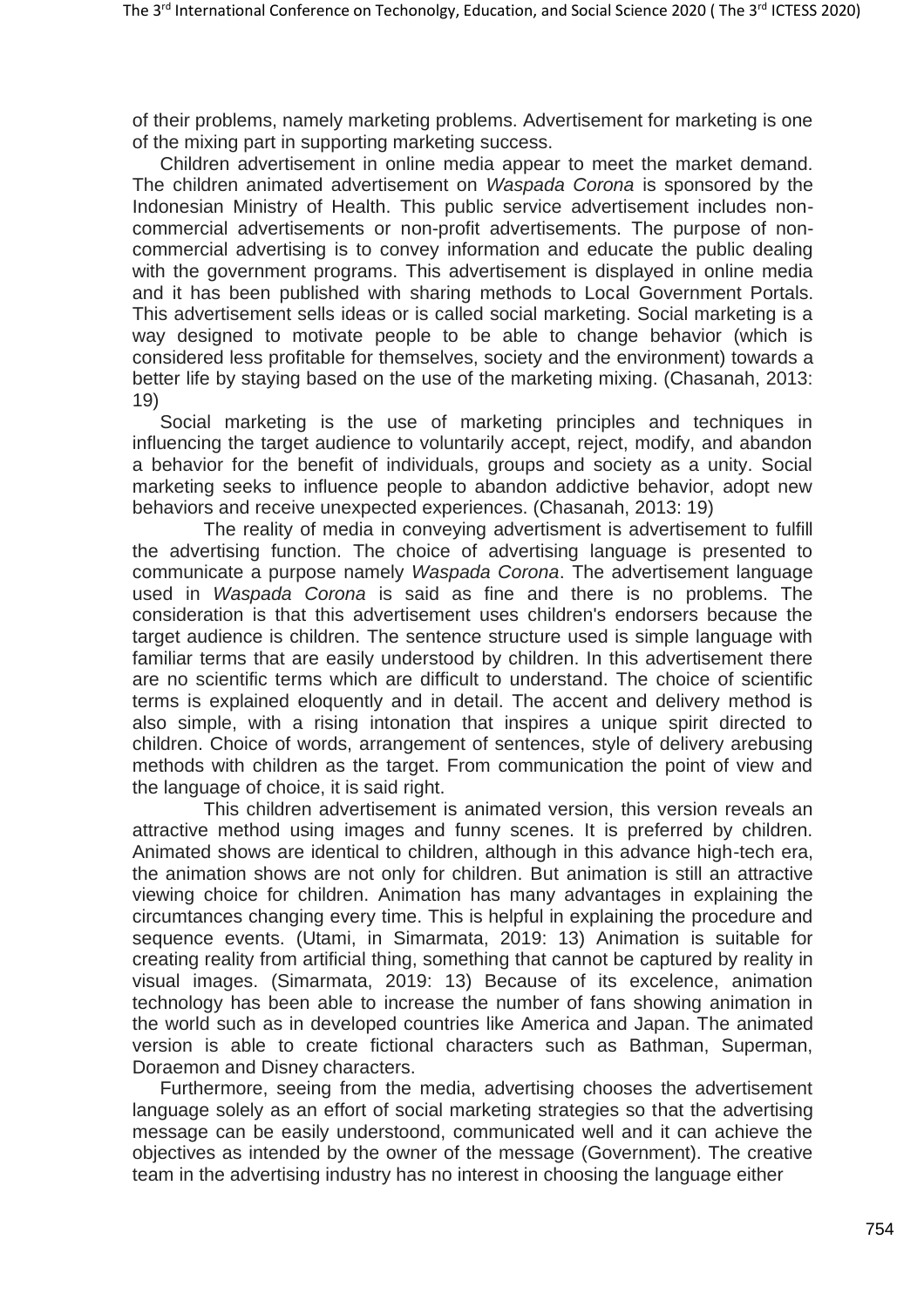of their problems, namely marketing problems. Advertisement for marketing is one of the mixing part in supporting marketing success.

Children advertisement in online media appear to meet the market demand. The children animated advertisement on *Waspada Corona* is sponsored by the Indonesian Ministry of Health. This public service advertisement includes non-commercial advertisements or non-profit advertisements. The purpose of non-commercial advertising is to convey information and educate the public dealing with the government programs. This advertisement is displayed in online media and it has been published with sharing methods to Local Government Portals. This advertisement sells ideas or is called social marketing. Social marketing is a way designed to motivate people to be able to change behavior (which is considered less profitable for themselves, society and the environment) towards a better life by staying based on the use of the marketing mixing. (Chasanah, 2013: 19)

Social marketing is the use of marketing principles and techniques in influencing the target audience to voluntarily accept, reject, modify, and abandon a behavior for the benefit of individuals, groups and society as a unity. Social marketing seeks to influence people to abandon addictive behavior, adopt new behaviors and receive unexpected experiences. (Chasanah, 2013: 19)

The reality of media in conveying advertisment is advertisement to fulfill the advertising function. The choice of advertising language is presented to communicate a purpose namely *Waspada Corona*. The advertisement language used in *Waspada Corona* is said as fine and there is no problems. The consideration is that this advertisement uses children's endorsers because the target audience is children. The sentence structure used is simple language with familiar terms that are easily understood by children. In this advertisement there are no scientific terms which are difficult to understand. The choice of scientific terms is explained eloquently and in detail. The accent and delivery method is also simple, with a rising intonation that inspires a unique spirit directed to children. Choice of words, arrangement of sentences, style of delivery arebusing methods with children as the target. From communication the point of view and the language of choice, it is said right.

This children advertisement is animated version, this version reveals an attractive method using images and funny scenes. It is preferred by children. Animated shows are identical to children, although in this advance high-tech era, the animation shows are not only for children. But animation is still an attractive viewing choice for children. Animation has many advantages in explaining the circumtances changing every time. This is helpful in explaining the procedure and sequence events. (Utami, in Simarmata, 2019: 13) Animation is suitable for creating reality from artificial thing, something that cannot be captured by reality in visual images. (Simarmata, 2019: 13) Because of its excelence, animation technology has been able to increase the number of fans showing animation in the world such as in developed countries like America and Japan. The animated version is able to create fictional characters such as Bathman, Superman, Doraemon and Disney characters.

Furthermore, seeing from the media, advertising chooses the advertisement language solely as an effort of social marketing strategies so that the advertising message can be easily understoond, communicated well and it can achieve the objectives as intended by the owner of the message (Government). The creative team in the advertising industry has no interest in choosing the language either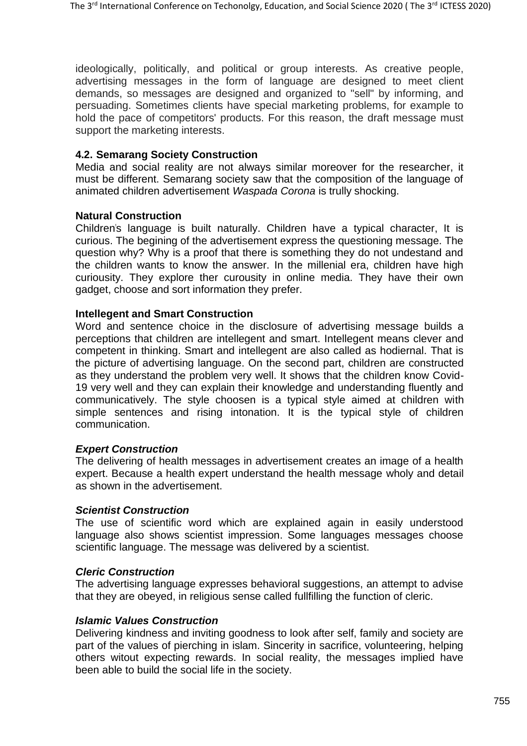ideologically, politically, and political or group interests. As creative people, advertising messages in the form of language are designed to meet client demands, so messages are designed and organized to "sell" by informing, and persuading. Sometimes clients have special marketing problems, for example to hold the pace of competitors' products. For this reason, the draft message must support the marketing interests.

### 4.2. Semarang Society Construction

Media and social reality are not always similar moreover for the researcher, it must be different. Semarang society saw that the composition of the language of animated children advertisement *Waspada Corona* is trully shocking.

**Natural Construction**

Children's language is built naturally. Children have a typical character, It is curious. The begining of the advertisement express the questioning message. The question why? Why is a proof that there is something they do not undestand and the children wants to know the answer. In the millenial era, children have high curiousity. They explore ther curousity in online media. They have their own gadget, choose and sort information they prefer.

**Intellegent and Smart Construction**

Word and sentence choice in the disclosure of advertising message builds a perceptions that children are intellegent and smart. Intellegent means clever and competent in thinking. Smart and intellegent are also called as hodiernal. That is the picture of advertising language. On the second part, children are constructed as they understand the problem very well. It shows that the children know Covid-19 very well and they can explain their knowledge and understanding fluently and communicatively. The style choosen is a typical style aimed at children with simple sentences and rising intonation. It is the typical style of children communication.

***Expert Construction***

The delivering of health messages in advertisement creates an image of a health expert. Because a health expert understand the health message wholy and detail as shown in the advertisement.

***Scientist Construction***

The use of scientific word which are explained again in easily understood language also shows scientist impression. Some languages messages choose scientific language. The message was delivered by a scientist.

***Cleric Construction***

The advertising language expresses behavioral suggestions, an attempt to advise that they are obeyed, in religious sense called fullfilling the function of cleric.

***Islamic Values Construction***

Delivering kindness and inviting goodness to look after self, family and society are part of the values of pierching in islam. Sincerity in sacrifice, volunteering, helping others witout expecting rewards. In social reality, the messages implied have been able to build the social life in the society.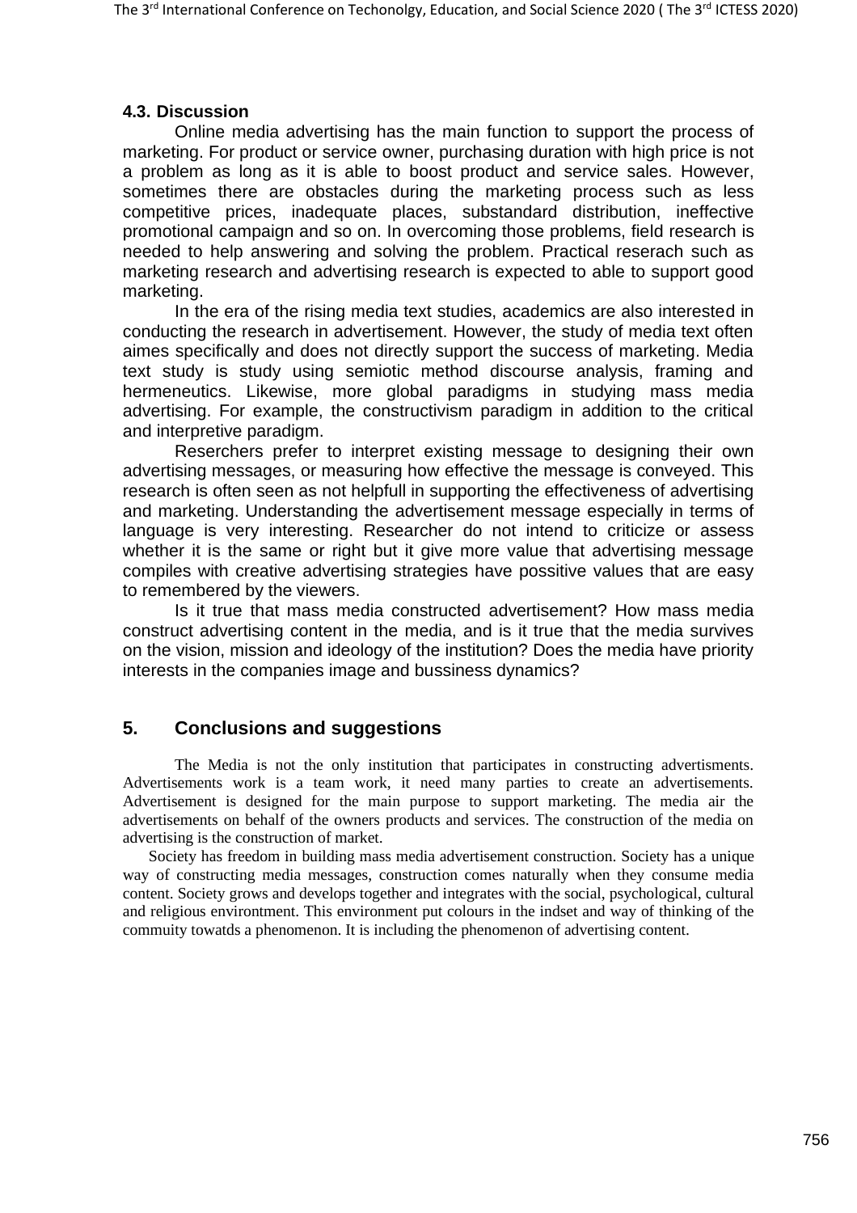### 4.3. Discussion

Online media advertising has the main function to support the process of marketing. For product or service owner, purchasing duration with high price is not a problem as long as it is able to boost product and service sales. However, sometimes there are obstacles during the marketing process such as less competitive prices, inadequate places, substandard distribution, ineffective promotional campaign and so on. In overcoming those problems, field research is needed to help answering and solving the problem. Practical reserach such as marketing research and advertising research is expected to able to support good marketing.

In the era of the rising media text studies, academics are also interested in conducting the research in advertisement. However, the study of media text often aimes specifically and does not directly support the success of marketing. Media text study is study using semiotic method discourse analysis, framing and hermeneutics. Likewise, more global paradigms in studying mass media advertising. For example, the constructivism paradigm in addition to the critical and interpretive paradigm.

Reserchers prefer to interpret existing message to designing their own advertising messages, or measuring how effective the message is conveyed. This research is often seen as not helpfull in supporting the effectiveness of advertising and marketing. Understanding the advertisement message especially in terms of language is very interesting. Researcher do not intend to criticize or assess whether it is the same or right but it give more value that advertising message compiles with creative advertising strategies have possitive values that are easy to remembered by the viewers.

Is it true that mass media constructed advertisement? How mass media construct advertising content in the media, and is it true that the media survives on the vision, mission and ideology of the institution? Does the media have priority interests in the companies image and bussiness dynamics?

## 5. Conclusions and suggestions

The Media is not the only institution that participates in constructing advertisments. Advertisements work is a team work, it need many parties to create an advertisements. Advertisement is designed for the main purpose to support marketing. The media air the advertisements on behalf of the owners products and services. The construction of the media on advertising is the construction of market.

Society has freedom in building mass media advertisement construction. Society has a unique way of constructing media messages, construction comes naturally when they consume media content. Society grows and develops together and integrates with the social, psychological, cultural and religious environtment. This environment put colours in the indset and way of thinking of the commuity towatds a phenomenon. It is including the phenomenon of advertising content.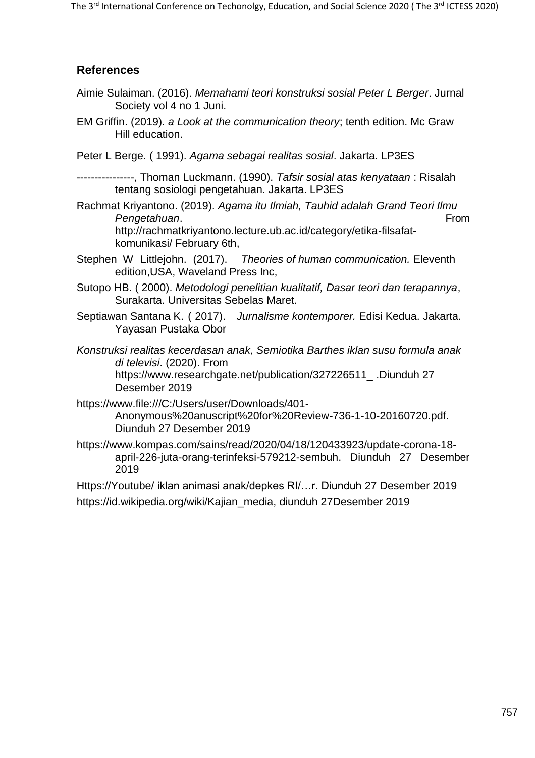## References

Aimie Sulaiman. (2016). *Memahami teori konstruksi sosial Peter L Berger*. Jurnal Society vol 4 no 1 Juni.

EM Griffin. (2019). *a Look at the communication theory*; tenth edition. Mc Graw Hill education.

Peter L Berge. ( 1991). *Agama sebagai realitas sosial*. Jakarta. LP3ES

----------------, Thoman Luckmann. (1990). *Tafsir sosial atas kenyataan* : Risalah tentang sosiologi pengetahuan. Jakarta. LP3ES

Rachmat Kriyantono. (2019). *Agama itu Ilmiah, Tauhid adalah Grand Teori Ilmu Pengetahuan*. From http://rachmatkriyantono.lecture.ub.ac.id/category/etika-filsafat-komunikasi/ February 6th,

Stephen W Littlejohn. (2017). *Theories of human communication.* Eleventh edition,USA, Waveland Press Inc,

Sutopo HB. ( 2000). *Metodologi penelitian kualitatif, Dasar teori dan terapannya*, Surakarta. Universitas Sebelas Maret.

Septiawan Santana K. ( 2017). *Jurnalisme kontemporer.* Edisi Kedua. Jakarta. Yayasan Pustaka Obor

*Konstruksi realitas kecerdasan anak, Semiotika Barthes iklan susu formula anak di televisi*. (2020). From https://www.researchgate.net/publication/327226511_ .Diunduh 27 Desember 2019

https://www.file:///C:/Users/user/Downloads/401-Anonymous%20anuscript%20for%20Review-736-1-10-20160720.pdf. Diunduh 27 Desember 2019

https://www.kompas.com/sains/read/2020/04/18/120433923/update-corona-18-april-226-juta-orang-terinfeksi-579212-sembuh. Diunduh 27 Desember 2019

Https://Youtube/ iklan animasi anak/depkes RI/…r. Diunduh 27 Desember 2019

https://id.wikipedia.org/wiki/Kajian_media, diunduh 27Desember 2019